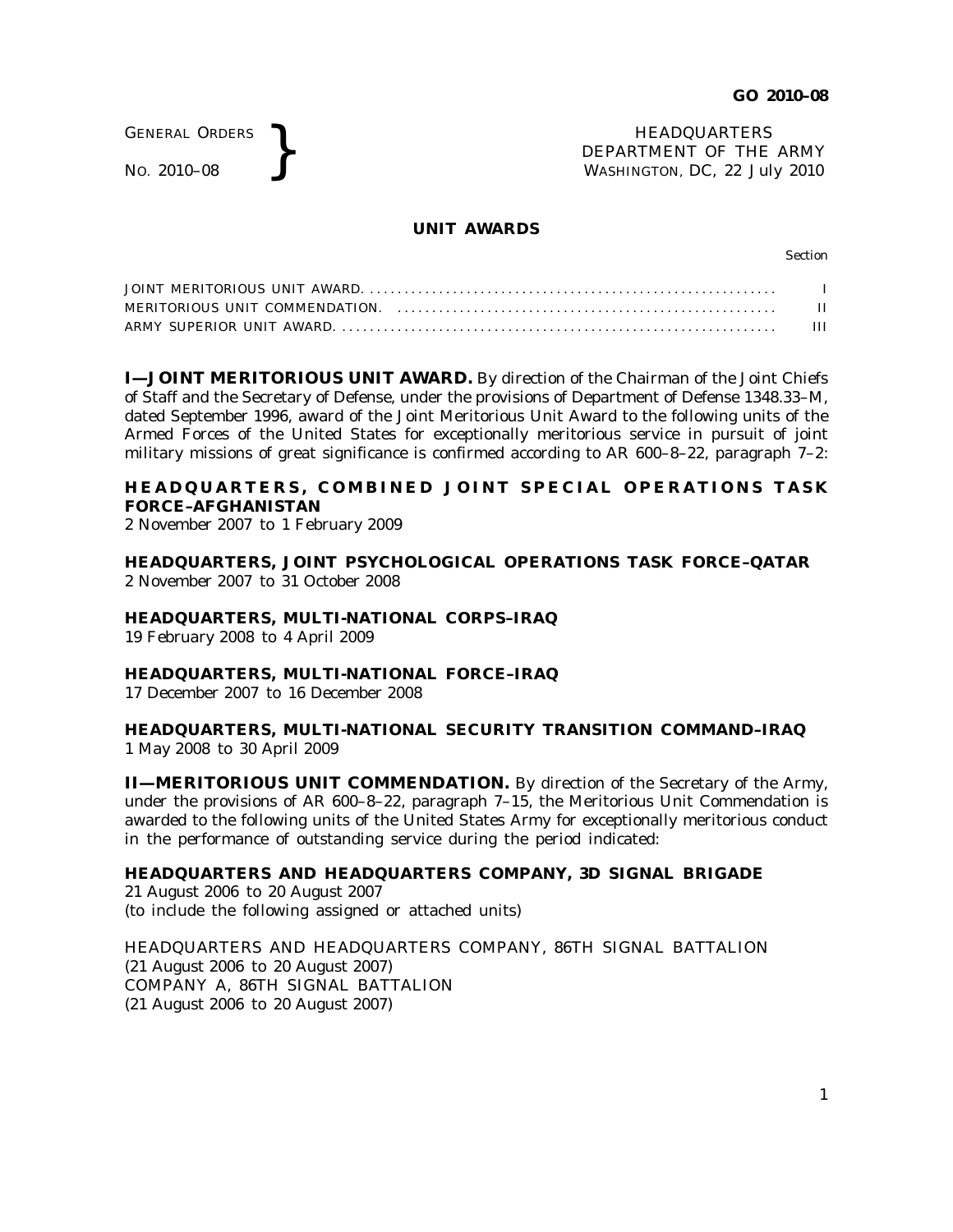GENERAL ORDERS
NO. 2010–08

HEADQUARTERS
DEPARTMENT OF THE ARMY
WASHINGTON, DC, 22 July 2010

## UNIT AWARDS

| | Section |
|---|---|
| JOINT MERITORIOUS UNIT AWARD | I |
| MERITORIOUS UNIT COMMENDATION | II |
| ARMY SUPERIOR UNIT AWARD | III |

**I—JOINT MERITORIOUS UNIT AWARD.** By direction of the Chairman of the Joint Chiefs of Staff and the Secretary of Defense, under the provisions of Department of Defense 1348.33–M, dated September 1996, award of the Joint Meritorious Unit Award to the following units of the Armed Forces of the United States for exceptionally meritorious service in pursuit of joint military missions of great significance is confirmed according to AR 600–8–22, paragraph 7–2:

**HEADQUARTERS, COMBINED JOINT SPECIAL OPERATIONS TASK FORCE–AFGHANISTAN**
2 November 2007 to 1 February 2009

**HEADQUARTERS, JOINT PSYCHOLOGICAL OPERATIONS TASK FORCE–QATAR**
2 November 2007 to 31 October 2008

**HEADQUARTERS, MULTI-NATIONAL CORPS–IRAQ**
19 February 2008 to 4 April 2009

**HEADQUARTERS, MULTI-NATIONAL FORCE–IRAQ**
17 December 2007 to 16 December 2008

**HEADQUARTERS, MULTI-NATIONAL SECURITY TRANSITION COMMAND–IRAQ**
1 May 2008 to 30 April 2009

**II—MERITORIOUS UNIT COMMENDATION.** By direction of the Secretary of the Army, under the provisions of AR 600–8–22, paragraph 7–15, the Meritorious Unit Commendation is awarded to the following units of the United States Army for exceptionally meritorious conduct in the performance of outstanding service during the period indicated:

**HEADQUARTERS AND HEADQUARTERS COMPANY, 3D SIGNAL BRIGADE**
21 August 2006 to 20 August 2007
(to include the following assigned or attached units)

HEADQUARTERS AND HEADQUARTERS COMPANY, 86TH SIGNAL BATTALION
(21 August 2006 to 20 August 2007)
COMPANY A, 86TH SIGNAL BATTALION
(21 August 2006 to 20 August 2007)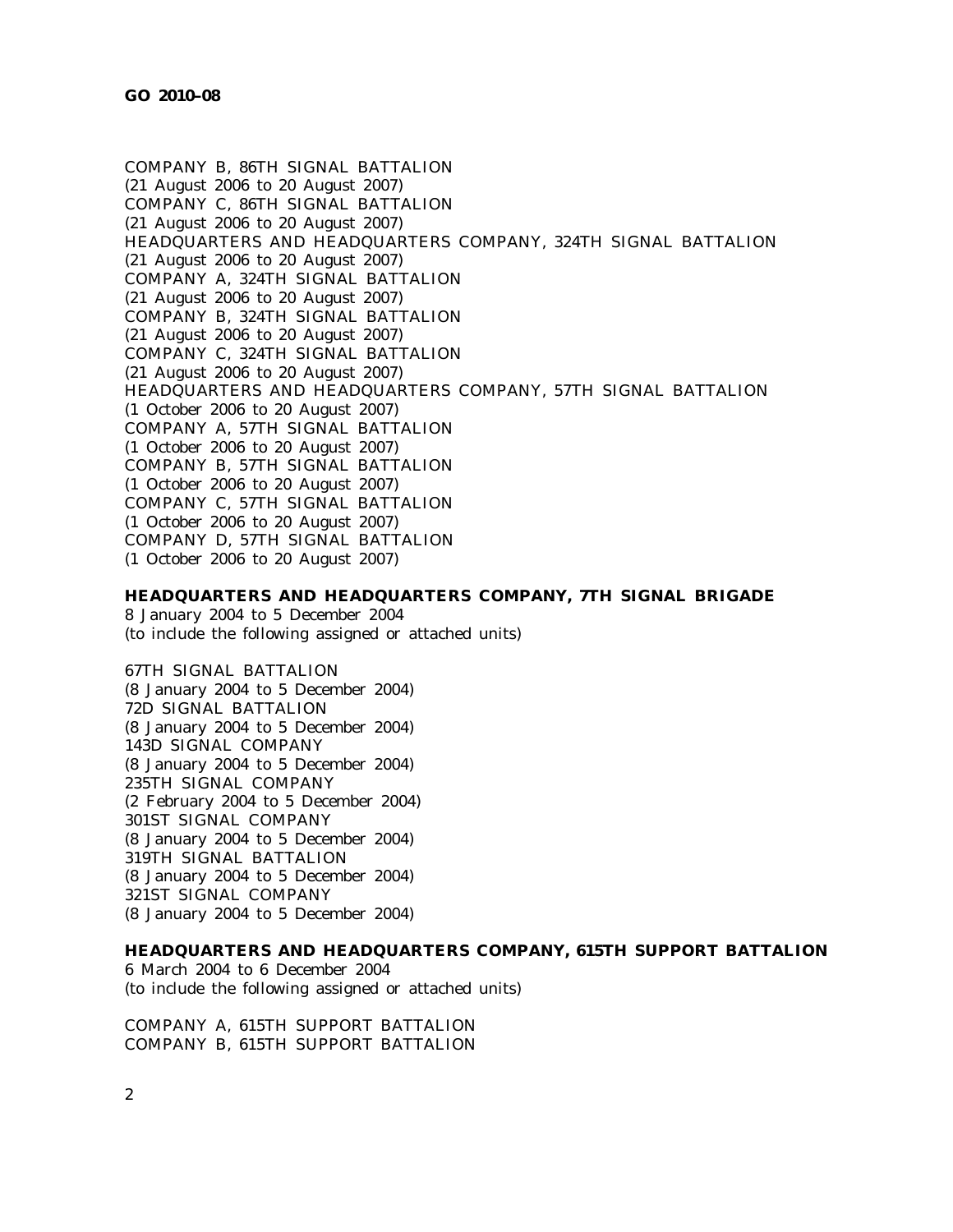COMPANY B, 86TH SIGNAL BATTALION
(21 August 2006 to 20 August 2007)
COMPANY C, 86TH SIGNAL BATTALION
(21 August 2006 to 20 August 2007)
HEADQUARTERS AND HEADQUARTERS COMPANY, 324TH SIGNAL BATTALION
(21 August 2006 to 20 August 2007)
COMPANY A, 324TH SIGNAL BATTALION
(21 August 2006 to 20 August 2007)
COMPANY B, 324TH SIGNAL BATTALION
(21 August 2006 to 20 August 2007)
COMPANY C, 324TH SIGNAL BATTALION
(21 August 2006 to 20 August 2007)
HEADQUARTERS AND HEADQUARTERS COMPANY, 57TH SIGNAL BATTALION
(1 October 2006 to 20 August 2007)
COMPANY A, 57TH SIGNAL BATTALION
(1 October 2006 to 20 August 2007)
COMPANY B, 57TH SIGNAL BATTALION
(1 October 2006 to 20 August 2007)
COMPANY C, 57TH SIGNAL BATTALION
(1 October 2006 to 20 August 2007)
COMPANY D, 57TH SIGNAL BATTALION
(1 October 2006 to 20 August 2007)

**HEADQUARTERS AND HEADQUARTERS COMPANY, 7TH SIGNAL BRIGADE**
8 January 2004 to 5 December 2004
(to include the following assigned or attached units)

67TH SIGNAL BATTALION
(8 January 2004 to 5 December 2004)
72D SIGNAL BATTALION
(8 January 2004 to 5 December 2004)
143D SIGNAL COMPANY
(8 January 2004 to 5 December 2004)
235TH SIGNAL COMPANY
(2 February 2004 to 5 December 2004)
301ST SIGNAL COMPANY
(8 January 2004 to 5 December 2004)
319TH SIGNAL BATTALION
(8 January 2004 to 5 December 2004)
321ST SIGNAL COMPANY
(8 January 2004 to 5 December 2004)

**HEADQUARTERS AND HEADQUARTERS COMPANY, 615TH SUPPORT BATTALION**
6 March 2004 to 6 December 2004
(to include the following assigned or attached units)

COMPANY A, 615TH SUPPORT BATTALION
COMPANY B, 615TH SUPPORT BATTALION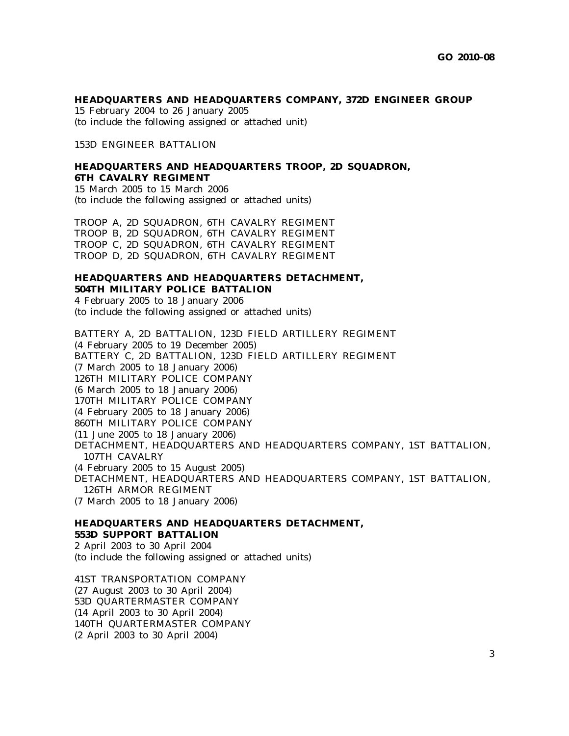**HEADQUARTERS AND HEADQUARTERS COMPANY, 372D ENGINEER GROUP**
15 February 2004 to 26 January 2005
(to include the following assigned or attached unit)

153D ENGINEER BATTALION

**HEADQUARTERS AND HEADQUARTERS TROOP, 2D SQUADRON, 6TH CAVALRY REGIMENT**
15 March 2005 to 15 March 2006
(to include the following assigned or attached units)

TROOP A, 2D SQUADRON, 6TH CAVALRY REGIMENT
TROOP B, 2D SQUADRON, 6TH CAVALRY REGIMENT
TROOP C, 2D SQUADRON, 6TH CAVALRY REGIMENT
TROOP D, 2D SQUADRON, 6TH CAVALRY REGIMENT

**HEADQUARTERS AND HEADQUARTERS DETACHMENT, 504TH MILITARY POLICE BATTALION**
4 February 2005 to 18 January 2006
(to include the following assigned or attached units)

BATTERY A, 2D BATTALION, 123D FIELD ARTILLERY REGIMENT
(4 February 2005 to 19 December 2005)
BATTERY C, 2D BATTALION, 123D FIELD ARTILLERY REGIMENT
(7 March 2005 to 18 January 2006)
126TH MILITARY POLICE COMPANY
(6 March 2005 to 18 January 2006)
170TH MILITARY POLICE COMPANY
(4 February 2005 to 18 January 2006)
860TH MILITARY POLICE COMPANY
(11 June 2005 to 18 January 2006)
DETACHMENT, HEADQUARTERS AND HEADQUARTERS COMPANY, 1ST BATTALION, 107TH CAVALRY
(4 February 2005 to 15 August 2005)
DETACHMENT, HEADQUARTERS AND HEADQUARTERS COMPANY, 1ST BATTALION, 126TH ARMOR REGIMENT
(7 March 2005 to 18 January 2006)

**HEADQUARTERS AND HEADQUARTERS DETACHMENT, 553D SUPPORT BATTALION**
2 April 2003 to 30 April 2004
(to include the following assigned or attached units)

41ST TRANSPORTATION COMPANY
(27 August 2003 to 30 April 2004)
53D QUARTERMASTER COMPANY
(14 April 2003 to 30 April 2004)
140TH QUARTERMASTER COMPANY
(2 April 2003 to 30 April 2004)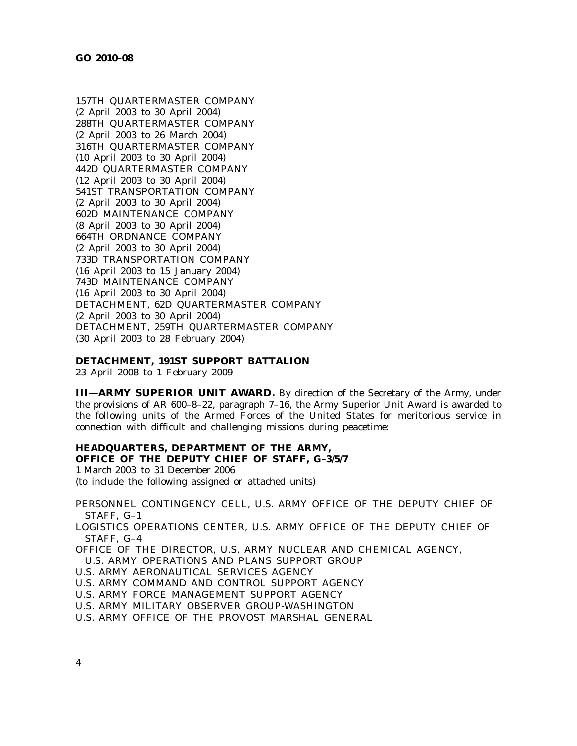157TH QUARTERMASTER COMPANY
(2 April 2003 to 30 April 2004)
288TH QUARTERMASTER COMPANY
(2 April 2003 to 26 March 2004)
316TH QUARTERMASTER COMPANY
(10 April 2003 to 30 April 2004)
442D QUARTERMASTER COMPANY
(12 April 2003 to 30 April 2004)
541ST TRANSPORTATION COMPANY
(2 April 2003 to 30 April 2004)
602D MAINTENANCE COMPANY
(8 April 2003 to 30 April 2004)
664TH ORDNANCE COMPANY
(2 April 2003 to 30 April 2004)
733D TRANSPORTATION COMPANY
(16 April 2003 to 15 January 2004)
743D MAINTENANCE COMPANY
(16 April 2003 to 30 April 2004)
DETACHMENT, 62D QUARTERMASTER COMPANY
(2 April 2003 to 30 April 2004)
DETACHMENT, 259TH QUARTERMASTER COMPANY
(30 April 2003 to 28 February 2004)

**DETACHMENT, 191ST SUPPORT BATTALION**
23 April 2008 to 1 February 2009

**III—ARMY SUPERIOR UNIT AWARD.** By direction of the Secretary of the Army, under the provisions of AR 600–8–22, paragraph 7–16, the Army Superior Unit Award is awarded to the following units of the Armed Forces of the United States for meritorious service in connection with difficult and challenging missions during peacetime:

**HEADQUARTERS, DEPARTMENT OF THE ARMY,**
**OFFICE OF THE DEPUTY CHIEF OF STAFF, G–3/5/7**
1 March 2003 to 31 December 2006
(to include the following assigned or attached units)

PERSONNEL CONTINGENCY CELL, U.S. ARMY OFFICE OF THE DEPUTY CHIEF OF STAFF, G–1
LOGISTICS OPERATIONS CENTER, U.S. ARMY OFFICE OF THE DEPUTY CHIEF OF STAFF, G–4
OFFICE OF THE DIRECTOR, U.S. ARMY NUCLEAR AND CHEMICAL AGENCY, U.S. ARMY OPERATIONS AND PLANS SUPPORT GROUP
U.S. ARMY AERONAUTICAL SERVICES AGENCY
U.S. ARMY COMMAND AND CONTROL SUPPORT AGENCY
U.S. ARMY FORCE MANAGEMENT SUPPORT AGENCY
U.S. ARMY MILITARY OBSERVER GROUP-WASHINGTON
U.S. ARMY OFFICE OF THE PROVOST MARSHAL GENERAL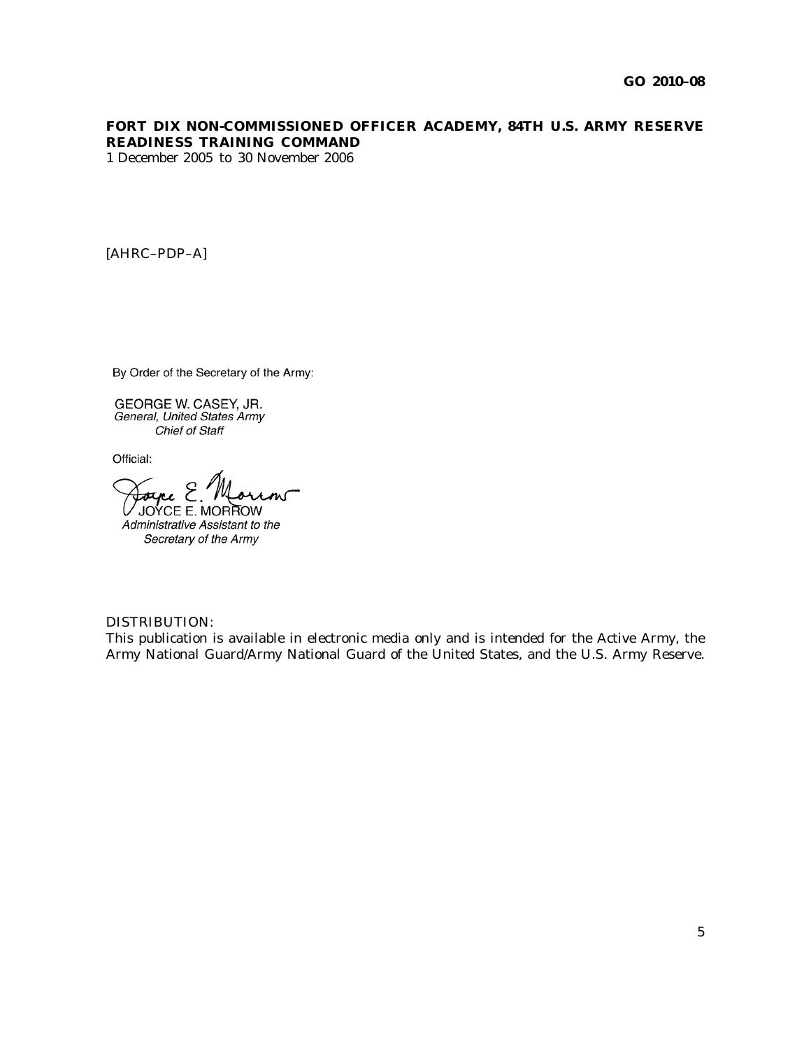**FORT DIX NON-COMMISSIONED OFFICER ACADEMY, 84TH U.S. ARMY RESERVE READINESS TRAINING COMMAND**
1 December 2005 to 30 November 2006

[AHRC–PDP–A]

By Order of the Secretary of the Army:

GEORGE W. CASEY, JR.
*General, United States Army*
*Chief of Staff*

Official:

JOYCE E. MORROW
*Administrative Assistant to the*
*Secretary of the Army*

DISTRIBUTION:
This publication is available in electronic media only and is intended for the Active Army, the Army National Guard/Army National Guard of the United States, and the U.S. Army Reserve.